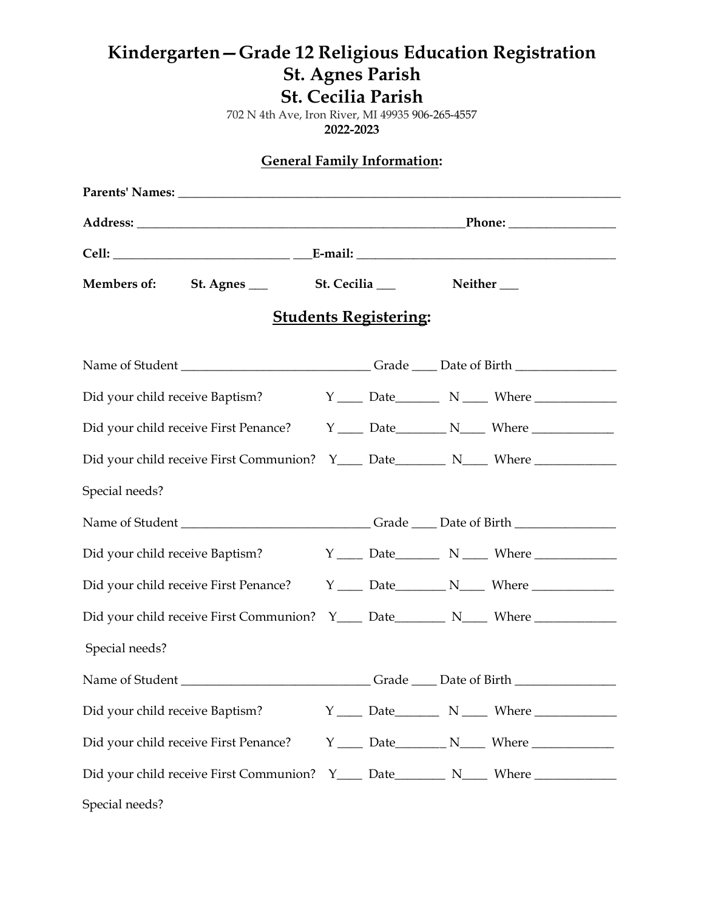# Kindergarten—Grade 12 Religious Education Registration
# St. Agnes Parish
# St. Cecilia Parish

702 N 4th Ave, Iron River, MI 49935 906-265-4557

**2022-2023**

## General Family Information:

**Parents' Names:** ___________________________________________________________________________

**Address:** _______________________________________________________**Phone:** _________________

**Cell:** _____________________________ ___**E-mail:** __________________________________________

**Members of:** **St. Agnes** ___ **St. Cecilia** ___ **Neither** ___

## Students Registering:

Name of Student ______________________________ Grade ____ Date of Birth ________________

Did your child receive Baptism? Y ____ Date_______ N ____ Where _____________

Did your child receive First Penance? Y ____ Date________ N____ Where _____________

Did your child receive First Communion? Y____ Date________ N____ Where _____________

Special needs?

Name of Student ______________________________ Grade ____ Date of Birth ________________

Did your child receive Baptism? Y ____ Date_______ N ____ Where _____________

Did your child receive First Penance? Y ____ Date________ N____ Where _____________

Did your child receive First Communion? Y____ Date________ N____ Where _____________

Special needs?

Name of Student ______________________________ Grade ____ Date of Birth ________________

Did your child receive Baptism? Y ____ Date_______ N ____ Where _____________

Did your child receive First Penance? Y ____ Date________ N____ Where _____________

Did your child receive First Communion? Y____ Date________ N____ Where _____________

Special needs?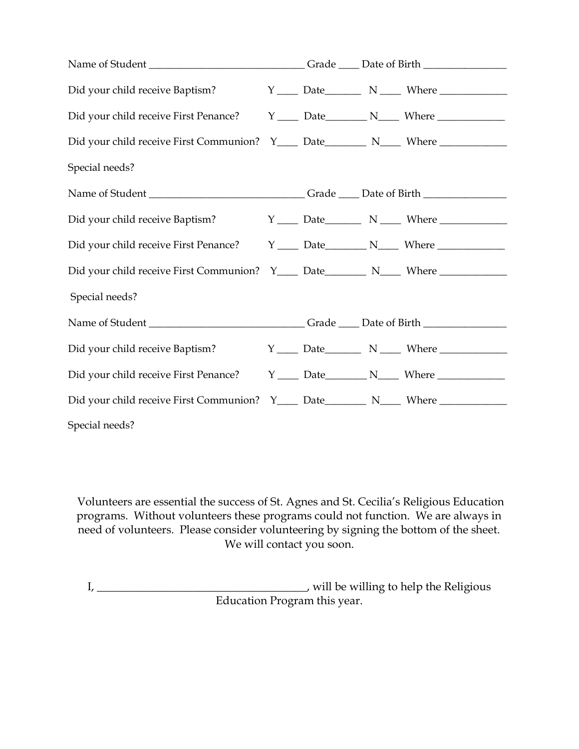Name of Student ______________________________ Grade ____ Date of Birth _______________

Did your child receive Baptism? Y ____ Date_______ N ____ Where _____________

Did your child receive First Penance? Y ____ Date________ N____ Where _____________

Did your child receive First Communion? Y____ Date________ N____ Where _____________

Special needs?

Name of Student ______________________________ Grade ____ Date of Birth _______________

Did your child receive Baptism? Y ____ Date_______ N ____ Where _____________

Did your child receive First Penance? Y ____ Date________ N____ Where _____________

Did your child receive First Communion? Y____ Date________ N____ Where _____________

Special needs?

Name of Student ______________________________ Grade ____ Date of Birth _______________

Did your child receive Baptism? Y ____ Date_______ N ____ Where _____________

Did your child receive First Penance? Y ____ Date________ N____ Where _____________

Did your child receive First Communion? Y____ Date________ N____ Where _____________

Special needs?

Volunteers are essential the success of St. Agnes and St. Cecilia's Religious Education programs. Without volunteers these programs could not function. We are always in need of volunteers. Please consider volunteering by signing the bottom of the sheet. We will contact you soon.

I, ____________________________________, will be willing to help the Religious Education Program this year.